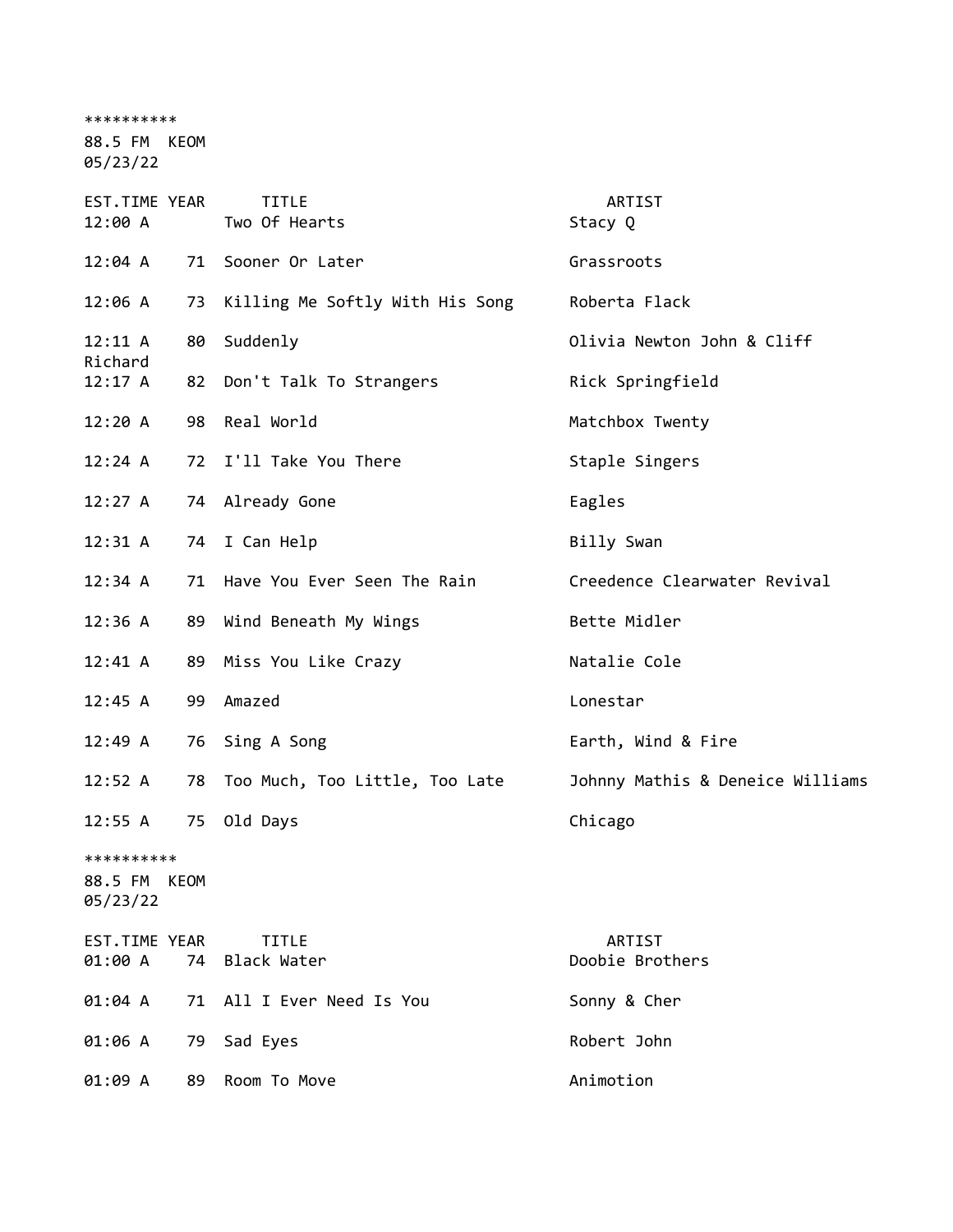**********

88.5 FM KEOM

05/23/22

| EST.TIME | YEAR | TITLE | ARTIST |
|---|---|---|---|
| 12:00 A | | Two Of Hearts | Stacy Q |
| 12:04 A | 71 | Sooner Or Later | Grassroots |
| 12:06 A | 73 | Killing Me Softly With His Song | Roberta Flack |
| 12:11 A | 80 | Suddenly | Olivia Newton John & Cliff Richard |
| 12:17 A | 82 | Don't Talk To Strangers | Rick Springfield |
| 12:20 A | 98 | Real World | Matchbox Twenty |
| 12:24 A | 72 | I'll Take You There | Staple Singers |
| 12:27 A | 74 | Already Gone | Eagles |
| 12:31 A | 74 | I Can Help | Billy Swan |
| 12:34 A | 71 | Have You Ever Seen The Rain | Creedence Clearwater Revival |
| 12:36 A | 89 | Wind Beneath My Wings | Bette Midler |
| 12:41 A | 89 | Miss You Like Crazy | Natalie Cole |
| 12:45 A | 99 | Amazed | Lonestar |
| 12:49 A | 76 | Sing A Song | Earth, Wind & Fire |
| 12:52 A | 78 | Too Much, Too Little, Too Late | Johnny Mathis & Deneice Williams |
| 12:55 A | 75 | Old Days | Chicago |

**********

88.5 FM KEOM

05/23/22

| EST.TIME | YEAR | TITLE | ARTIST |
|---|---|---|---|
| 01:00 A | 74 | Black Water | Doobie Brothers |
| 01:04 A | 71 | All I Ever Need Is You | Sonny & Cher |
| 01:06 A | 79 | Sad Eyes | Robert John |
| 01:09 A | 89 | Room To Move | Animotion |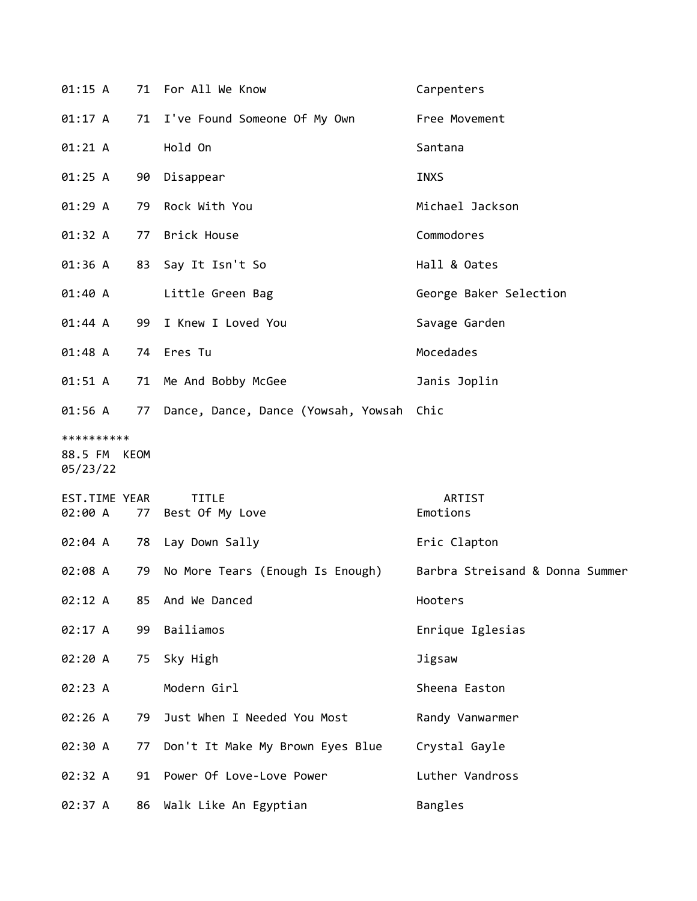| EST.TIME | YEAR | TITLE | ARTIST |
|---|---|---|---|
| 01:15 A | 71 | For All We Know | Carpenters |
| 01:17 A | 71 | I've Found Someone Of My Own | Free Movement |
| 01:21 A | | Hold On | Santana |
| 01:25 A | 90 | Disappear | INXS |
| 01:29 A | 79 | Rock With You | Michael Jackson |
| 01:32 A | 77 | Brick House | Commodores |
| 01:36 A | 83 | Say It Isn't So | Hall & Oates |
| 01:40 A | | Little Green Bag | George Baker Selection |
| 01:44 A | 99 | I Knew I Loved You | Savage Garden |
| 01:48 A | 74 | Eres Tu | Mocedades |
| 01:51 A | 71 | Me And Bobby McGee | Janis Joplin |
| 01:56 A | 77 | Dance, Dance, Dance (Yowsah, Yowsah | Chic |

**********
88.5 FM KEOM
05/23/22

| EST.TIME | YEAR | TITLE | ARTIST |
|---|---|---|---|
| 02:00 A | 77 | Best Of My Love | Emotions |
| 02:04 A | 78 | Lay Down Sally | Eric Clapton |
| 02:08 A | 79 | No More Tears (Enough Is Enough) | Barbra Streisand & Donna Summer |
| 02:12 A | 85 | And We Danced | Hooters |
| 02:17 A | 99 | Bailiamos | Enrique Iglesias |
| 02:20 A | 75 | Sky High | Jigsaw |
| 02:23 A | | Modern Girl | Sheena Easton |
| 02:26 A | 79 | Just When I Needed You Most | Randy Vanwarmer |
| 02:30 A | 77 | Don't It Make My Brown Eyes Blue | Crystal Gayle |
| 02:32 A | 91 | Power Of Love-Love Power | Luther Vandross |
| 02:37 A | 86 | Walk Like An Egyptian | Bangles |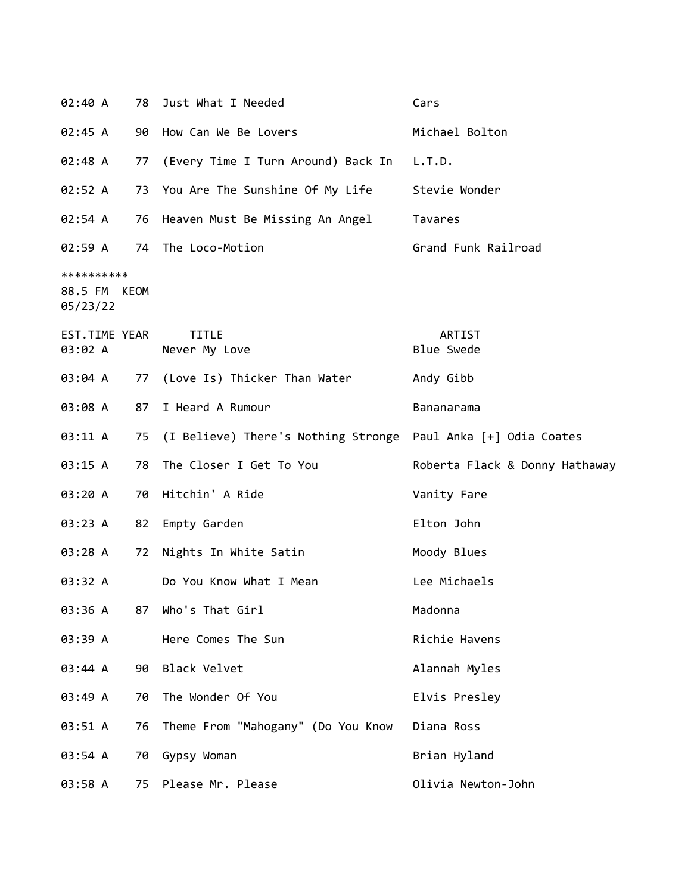| EST.TIME | YEAR | TITLE | ARTIST |
|---|---|---|---|
| 02:40 A | 78 | Just What I Needed | Cars |
| 02:45 A | 90 | How Can We Be Lovers | Michael Bolton |
| 02:48 A | 77 | (Every Time I Turn Around) Back In | L.T.D. |
| 02:52 A | 73 | You Are The Sunshine Of My Life | Stevie Wonder |
| 02:54 A | 76 | Heaven Must Be Missing An Angel | Tavares |
| 02:59 A | 74 | The Loco-Motion | Grand Funk Railroad |

**********
88.5 FM KEOM
05/23/22

| EST.TIME | YEAR | TITLE | ARTIST |
|---|---|---|---|
| 03:02 A | | Never My Love | Blue Swede |
| 03:04 A | 77 | (Love Is) Thicker Than Water | Andy Gibb |
| 03:08 A | 87 | I Heard A Rumour | Bananarama |
| 03:11 A | 75 | (I Believe) There's Nothing Stronge | Paul Anka [+] Odia Coates |
| 03:15 A | 78 | The Closer I Get To You | Roberta Flack & Donny Hathaway |
| 03:20 A | 70 | Hitchin' A Ride | Vanity Fare |
| 03:23 A | 82 | Empty Garden | Elton John |
| 03:28 A | 72 | Nights In White Satin | Moody Blues |
| 03:32 A | | Do You Know What I Mean | Lee Michaels |
| 03:36 A | 87 | Who's That Girl | Madonna |
| 03:39 A | | Here Comes The Sun | Richie Havens |
| 03:44 A | 90 | Black Velvet | Alannah Myles |
| 03:49 A | 70 | The Wonder Of You | Elvis Presley |
| 03:51 A | 76 | Theme From "Mahogany" (Do You Know | Diana Ross |
| 03:54 A | 70 | Gypsy Woman | Brian Hyland |
| 03:58 A | 75 | Please Mr. Please | Olivia Newton-John |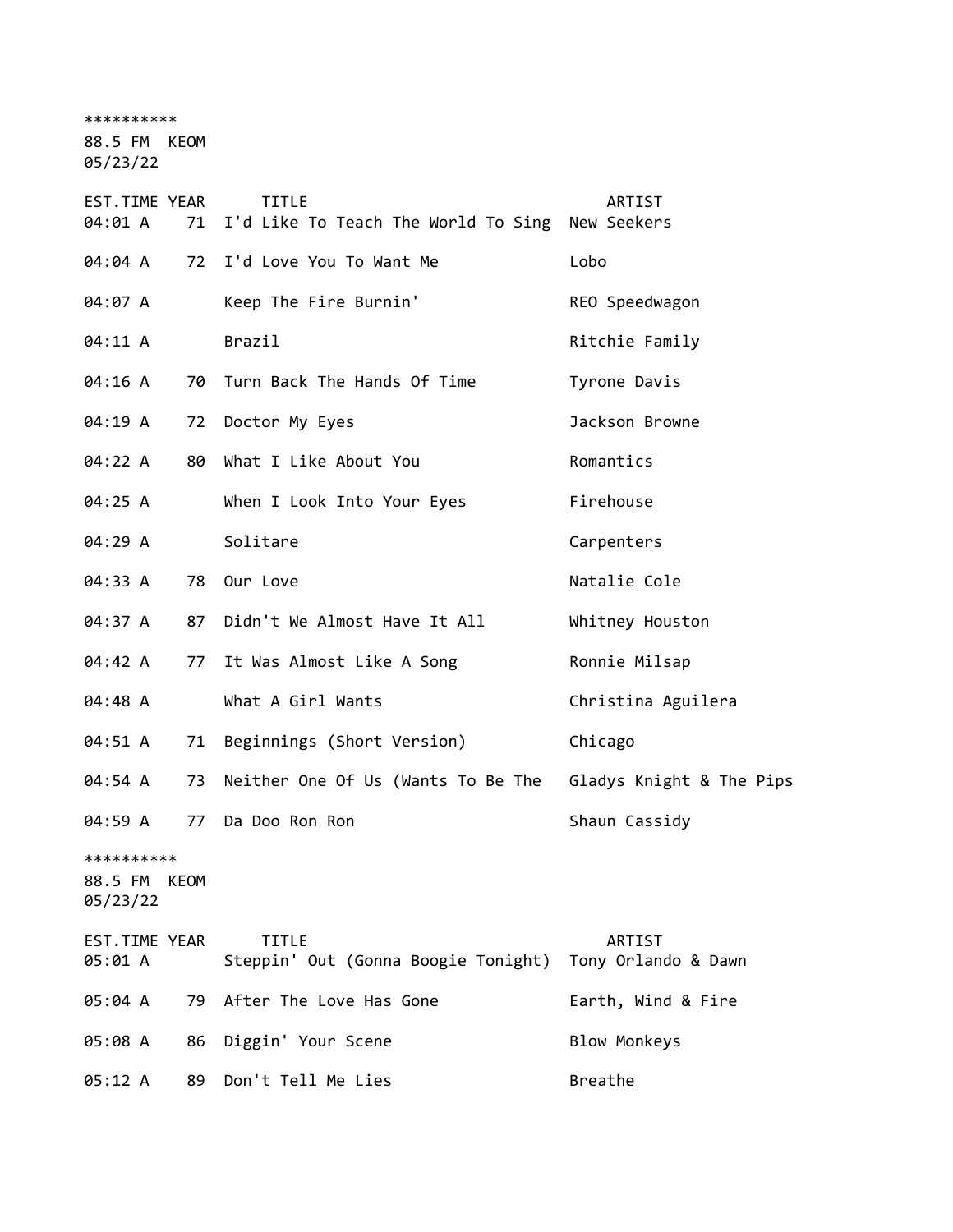**********
88.5 FM KEOM
05/23/22

| EST.TIME | YEAR | TITLE | ARTIST |
|---|---|---|---|
| 04:01 A | 71 | I'd Like To Teach The World To Sing | New Seekers |
| 04:04 A | 72 | I'd Love You To Want Me | Lobo |
| 04:07 A | | Keep The Fire Burnin' | REO Speedwagon |
| 04:11 A | | Brazil | Ritchie Family |
| 04:16 A | 70 | Turn Back The Hands Of Time | Tyrone Davis |
| 04:19 A | 72 | Doctor My Eyes | Jackson Browne |
| 04:22 A | 80 | What I Like About You | Romantics |
| 04:25 A | | When I Look Into Your Eyes | Firehouse |
| 04:29 A | | Solitare | Carpenters |
| 04:33 A | 78 | Our Love | Natalie Cole |
| 04:37 A | 87 | Didn't We Almost Have It All | Whitney Houston |
| 04:42 A | 77 | It Was Almost Like A Song | Ronnie Milsap |
| 04:48 A | | What A Girl Wants | Christina Aguilera |
| 04:51 A | 71 | Beginnings (Short Version) | Chicago |
| 04:54 A | 73 | Neither One Of Us (Wants To Be The | Gladys Knight & The Pips |
| 04:59 A | 77 | Da Doo Ron Ron | Shaun Cassidy |

**********
88.5 FM KEOM
05/23/22

| EST.TIME | YEAR | TITLE | ARTIST |
|---|---|---|---|
| 05:01 A | | Steppin' Out (Gonna Boogie Tonight) | Tony Orlando & Dawn |
| 05:04 A | 79 | After The Love Has Gone | Earth, Wind & Fire |
| 05:08 A | 86 | Diggin' Your Scene | Blow Monkeys |
| 05:12 A | 89 | Don't Tell Me Lies | Breathe |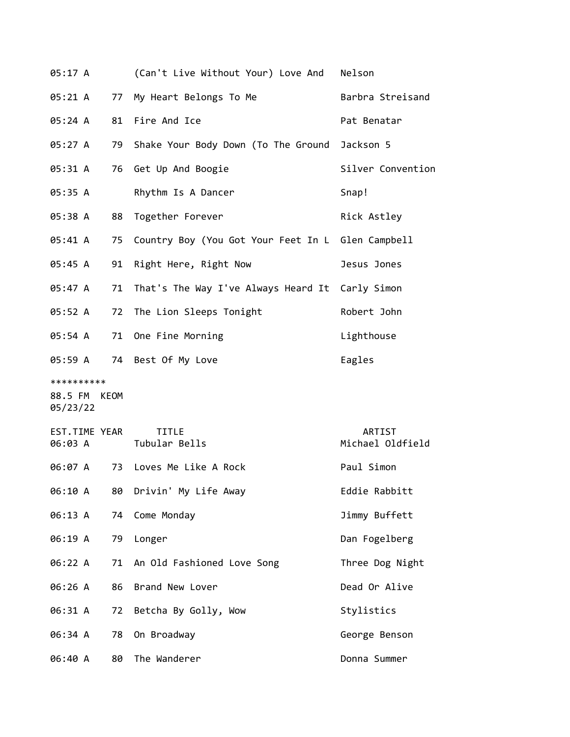| | | | |
|---|---|---|---|
| 05:17 A | | (Can't Live Without Your) Love And | Nelson |
| 05:21 A | 77 | My Heart Belongs To Me | Barbra Streisand |
| 05:24 A | 81 | Fire And Ice | Pat Benatar |
| 05:27 A | 79 | Shake Your Body Down (To The Ground | Jackson 5 |
| 05:31 A | 76 | Get Up And Boogie | Silver Convention |
| 05:35 A | | Rhythm Is A Dancer | Snap! |
| 05:38 A | 88 | Together Forever | Rick Astley |
| 05:41 A | 75 | Country Boy (You Got Your Feet In L | Glen Campbell |
| 05:45 A | 91 | Right Here, Right Now | Jesus Jones |
| 05:47 A | 71 | That's The Way I've Always Heard It | Carly Simon |
| 05:52 A | 72 | The Lion Sleeps Tonight | Robert John |
| 05:54 A | 71 | One Fine Morning | Lighthouse |
| 05:59 A | 74 | Best Of My Love | Eagles |

**********
88.5 FM KEOM
05/23/22

| EST.TIME | YEAR | TITLE | ARTIST |
|---|---|---|---|
| 06:03 A | | Tubular Bells | Michael Oldfield |
| 06:07 A | 73 | Loves Me Like A Rock | Paul Simon |
| 06:10 A | 80 | Drivin' My Life Away | Eddie Rabbitt |
| 06:13 A | 74 | Come Monday | Jimmy Buffett |
| 06:19 A | 79 | Longer | Dan Fogelberg |
| 06:22 A | 71 | An Old Fashioned Love Song | Three Dog Night |
| 06:26 A | 86 | Brand New Lover | Dead Or Alive |
| 06:31 A | 72 | Betcha By Golly, Wow | Stylistics |
| 06:34 A | 78 | On Broadway | George Benson |
| 06:40 A | 80 | The Wanderer | Donna Summer |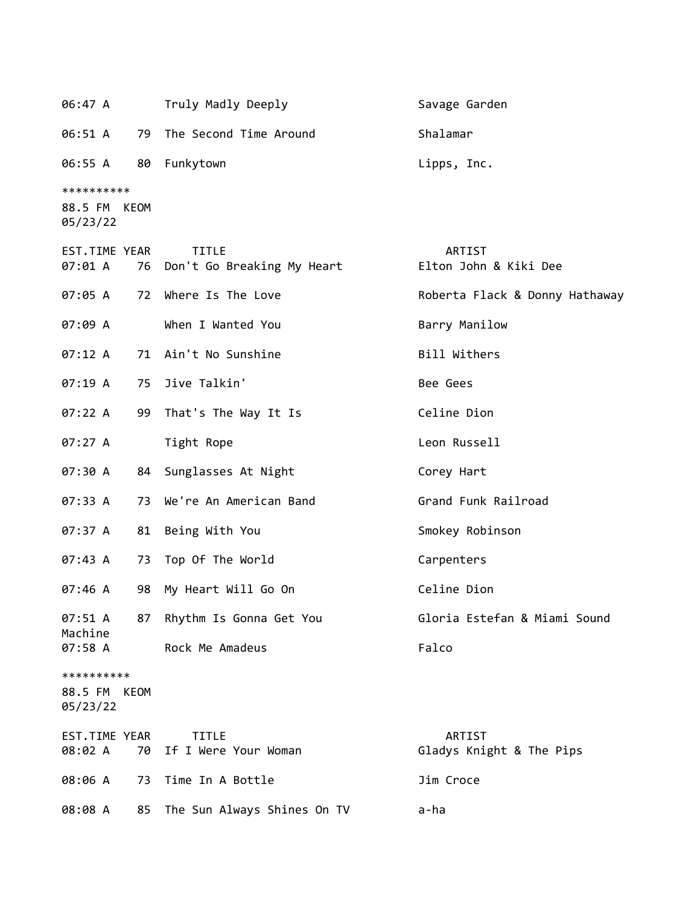| EST.TIME | YEAR | TITLE | ARTIST |
|---|---|---|---|
| 06:47 A | | Truly Madly Deeply | Savage Garden |
| 06:51 A | 79 | The Second Time Around | Shalamar |
| 06:55 A | 80 | Funkytown | Lipps, Inc. |

**********
88.5 FM KEOM
05/23/22

| EST.TIME | YEAR | TITLE | ARTIST |
|---|---|---|---|
| 07:01 A | 76 | Don't Go Breaking My Heart | Elton John & Kiki Dee |
| 07:05 A | 72 | Where Is The Love | Roberta Flack & Donny Hathaway |
| 07:09 A | | When I Wanted You | Barry Manilow |
| 07:12 A | 71 | Ain't No Sunshine | Bill Withers |
| 07:19 A | 75 | Jive Talkin' | Bee Gees |
| 07:22 A | 99 | That's The Way It Is | Celine Dion |
| 07:27 A | | Tight Rope | Leon Russell |
| 07:30 A | 84 | Sunglasses At Night | Corey Hart |
| 07:33 A | 73 | We're An American Band | Grand Funk Railroad |
| 07:37 A | 81 | Being With You | Smokey Robinson |
| 07:43 A | 73 | Top Of The World | Carpenters |
| 07:46 A | 98 | My Heart Will Go On | Celine Dion |
| 07:51 A | 87 | Rhythm Is Gonna Get You | Gloria Estefan & Miami Sound Machine |
| 07:58 A | | Rock Me Amadeus | Falco |

**********
88.5 FM KEOM
05/23/22

| EST.TIME | YEAR | TITLE | ARTIST |
|---|---|---|---|
| 08:02 A | 70 | If I Were Your Woman | Gladys Knight & The Pips |
| 08:06 A | 73 | Time In A Bottle | Jim Croce |
| 08:08 A | 85 | The Sun Always Shines On TV | a-ha |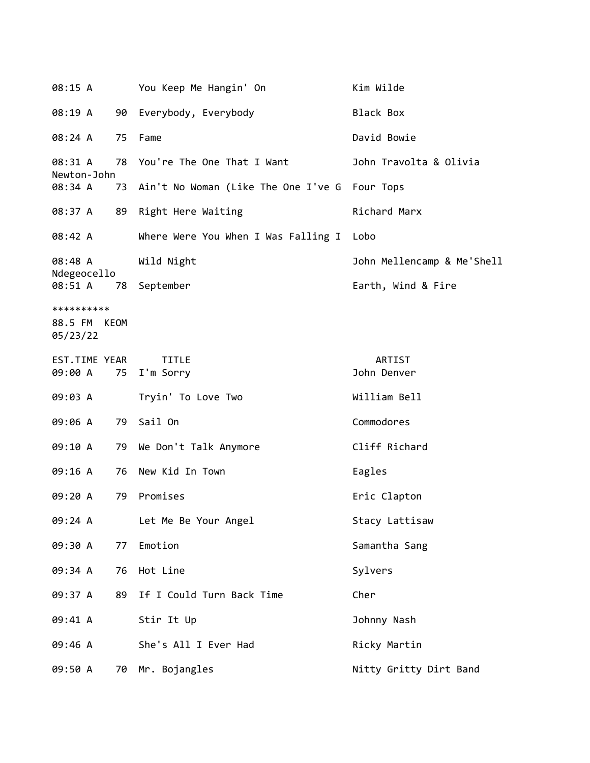| EST.TIME | YEAR | TITLE | ARTIST |
|---|---|---|---|
| 08:15 A | | You Keep Me Hangin' On | Kim Wilde |
| 08:19 A | 90 | Everybody, Everybody | Black Box |
| 08:24 A | 75 | Fame | David Bowie |
| 08:31 A | 78 | You're The One That I Want | John Travolta & Olivia Newton-John |
| 08:34 A | 73 | Ain't No Woman (Like The One I've G | Four Tops |
| 08:37 A | 89 | Right Here Waiting | Richard Marx |
| 08:42 A | | Where Were You When I Was Falling I | Lobo |
| 08:48 A | | Wild Night | John Mellencamp & Me'Shell Ndegeocello |
| 08:51 A | 78 | September | Earth, Wind & Fire |

**********

88.5 FM KEOM
05/23/22

| EST.TIME | YEAR | TITLE | ARTIST |
|---|---|---|---|
| 09:00 A | 75 | I'm Sorry | John Denver |
| 09:03 A | | Tryin' To Love Two | William Bell |
| 09:06 A | 79 | Sail On | Commodores |
| 09:10 A | 79 | We Don't Talk Anymore | Cliff Richard |
| 09:16 A | 76 | New Kid In Town | Eagles |
| 09:20 A | 79 | Promises | Eric Clapton |
| 09:24 A | | Let Me Be Your Angel | Stacy Lattisaw |
| 09:30 A | 77 | Emotion | Samantha Sang |
| 09:34 A | 76 | Hot Line | Sylvers |
| 09:37 A | 89 | If I Could Turn Back Time | Cher |
| 09:41 A | | Stir It Up | Johnny Nash |
| 09:46 A | | She's All I Ever Had | Ricky Martin |
| 09:50 A | 70 | Mr. Bojangles | Nitty Gritty Dirt Band |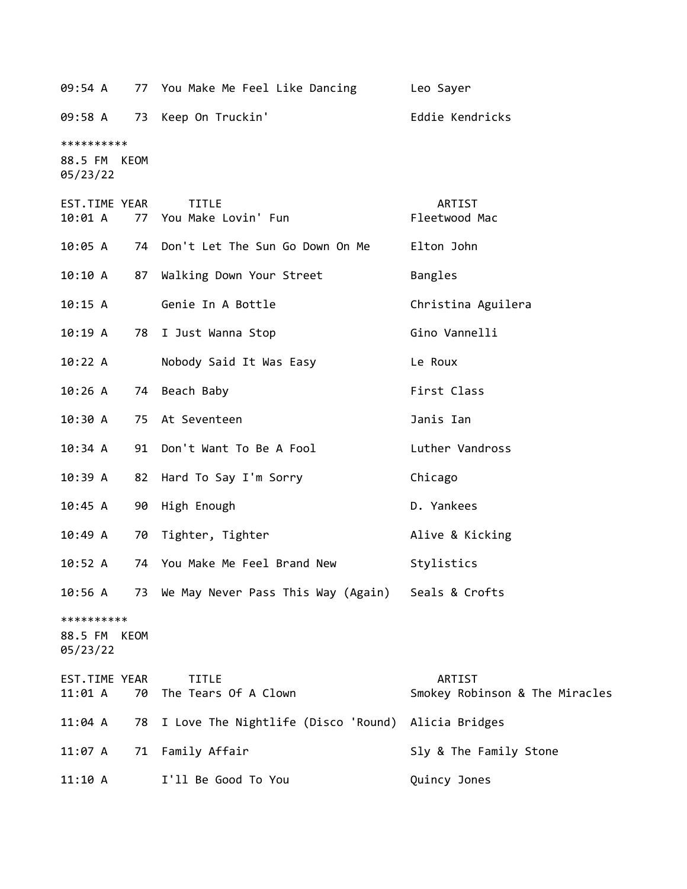| EST.TIME | YEAR | TITLE | ARTIST |
|---|---|---|---|
| 09:54 A | 77 | You Make Me Feel Like Dancing | Leo Sayer |
| 09:58 A | 73 | Keep On Truckin' | Eddie Kendricks |

**********
88.5 FM KEOM
05/23/22

| EST.TIME | YEAR | TITLE | ARTIST |
|---|---|---|---|
| 10:01 A | 77 | You Make Lovin' Fun | Fleetwood Mac |
| 10:05 A | 74 | Don't Let The Sun Go Down On Me | Elton John |
| 10:10 A | 87 | Walking Down Your Street | Bangles |
| 10:15 A | | Genie In A Bottle | Christina Aguilera |
| 10:19 A | 78 | I Just Wanna Stop | Gino Vannelli |
| 10:22 A | | Nobody Said It Was Easy | Le Roux |
| 10:26 A | 74 | Beach Baby | First Class |
| 10:30 A | 75 | At Seventeen | Janis Ian |
| 10:34 A | 91 | Don't Want To Be A Fool | Luther Vandross |
| 10:39 A | 82 | Hard To Say I'm Sorry | Chicago |
| 10:45 A | 90 | High Enough | D. Yankees |
| 10:49 A | 70 | Tighter, Tighter | Alive & Kicking |
| 10:52 A | 74 | You Make Me Feel Brand New | Stylistics |
| 10:56 A | 73 | We May Never Pass This Way (Again) | Seals & Crofts |

**********
88.5 FM KEOM
05/23/22

| EST.TIME | YEAR | TITLE | ARTIST |
|---|---|---|---|
| 11:01 A | 70 | The Tears Of A Clown | Smokey Robinson & The Miracles |
| 11:04 A | 78 | I Love The Nightlife (Disco 'Round) | Alicia Bridges |
| 11:07 A | 71 | Family Affair | Sly & The Family Stone |
| 11:10 A | | I'll Be Good To You | Quincy Jones |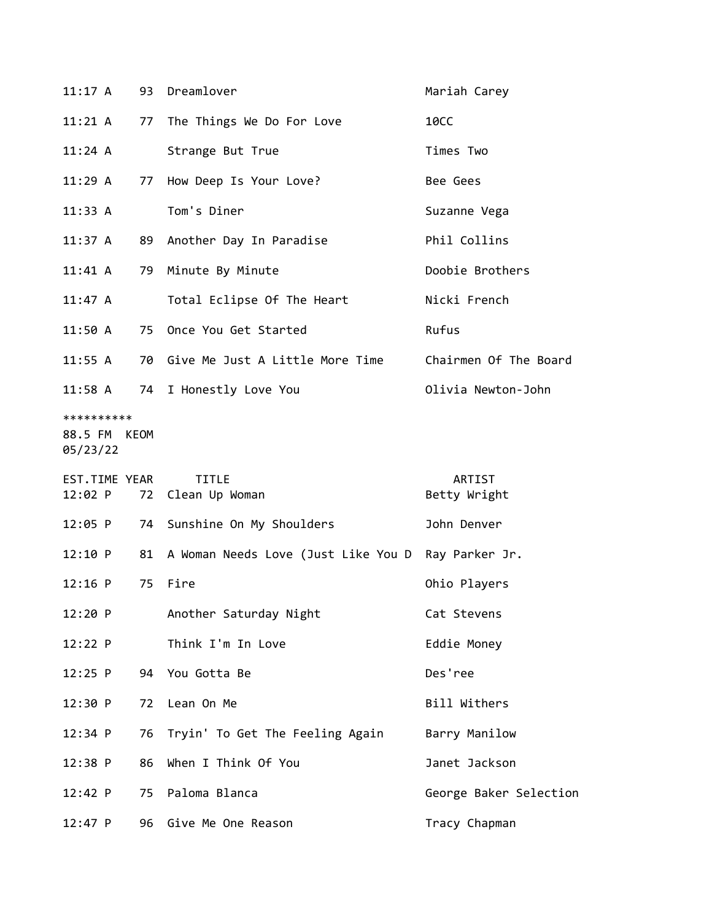| EST.TIME | YEAR | TITLE | ARTIST |
|---|---|---|---|
| 11:17 A | 93 | Dreamlover | Mariah Carey |
| 11:21 A | 77 | The Things We Do For Love | 10CC |
| 11:24 A | | Strange But True | Times Two |
| 11:29 A | 77 | How Deep Is Your Love? | Bee Gees |
| 11:33 A | | Tom's Diner | Suzanne Vega |
| 11:37 A | 89 | Another Day In Paradise | Phil Collins |
| 11:41 A | 79 | Minute By Minute | Doobie Brothers |
| 11:47 A | | Total Eclipse Of The Heart | Nicki French |
| 11:50 A | 75 | Once You Get Started | Rufus |
| 11:55 A | 70 | Give Me Just A Little More Time | Chairmen Of The Board |
| 11:58 A | 74 | I Honestly Love You | Olivia Newton-John |

**********
88.5 FM KEOM
05/23/22

| EST.TIME | YEAR | TITLE | ARTIST |
|---|---|---|---|
| 12:02 P | 72 | Clean Up Woman | Betty Wright |
| 12:05 P | 74 | Sunshine On My Shoulders | John Denver |
| 12:10 P | 81 | A Woman Needs Love (Just Like You D | Ray Parker Jr. |
| 12:16 P | 75 | Fire | Ohio Players |
| 12:20 P | | Another Saturday Night | Cat Stevens |
| 12:22 P | | Think I'm In Love | Eddie Money |
| 12:25 P | 94 | You Gotta Be | Des'ree |
| 12:30 P | 72 | Lean On Me | Bill Withers |
| 12:34 P | 76 | Tryin' To Get The Feeling Again | Barry Manilow |
| 12:38 P | 86 | When I Think Of You | Janet Jackson |
| 12:42 P | 75 | Paloma Blanca | George Baker Selection |
| 12:47 P | 96 | Give Me One Reason | Tracy Chapman |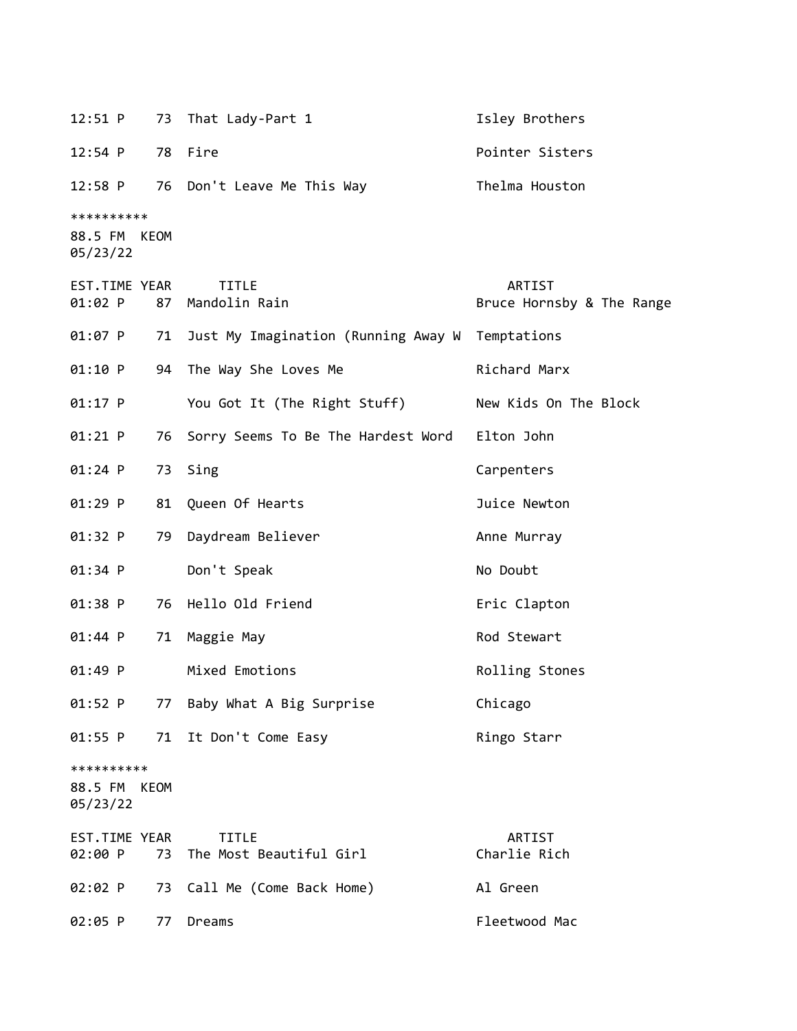| | | | |
|---|---|---|---|
| 12:51 P | 73 | That Lady-Part 1 | Isley Brothers |
| 12:54 P | 78 | Fire | Pointer Sisters |
| 12:58 P | 76 | Don't Leave Me This Way | Thelma Houston |

**********

88.5 FM KEOM
05/23/22

| EST.TIME | YEAR | TITLE | ARTIST |
|---|---|---|---|
| 01:02 P | 87 | Mandolin Rain | Bruce Hornsby & The Range |
| 01:07 P | 71 | Just My Imagination (Running Away W | Temptations |
| 01:10 P | 94 | The Way She Loves Me | Richard Marx |
| 01:17 P | | You Got It (The Right Stuff) | New Kids On The Block |
| 01:21 P | 76 | Sorry Seems To Be The Hardest Word | Elton John |
| 01:24 P | 73 | Sing | Carpenters |
| 01:29 P | 81 | Queen Of Hearts | Juice Newton |
| 01:32 P | 79 | Daydream Believer | Anne Murray |
| 01:34 P | | Don't Speak | No Doubt |
| 01:38 P | 76 | Hello Old Friend | Eric Clapton |
| 01:44 P | 71 | Maggie May | Rod Stewart |
| 01:49 P | | Mixed Emotions | Rolling Stones |
| 01:52 P | 77 | Baby What A Big Surprise | Chicago |
| 01:55 P | 71 | It Don't Come Easy | Ringo Starr |

**********

88.5 FM KEOM
05/23/22

| EST.TIME | YEAR | TITLE | ARTIST |
|---|---|---|---|
| 02:00 P | 73 | The Most Beautiful Girl | Charlie Rich |
| 02:02 P | 73 | Call Me (Come Back Home) | Al Green |
| 02:05 P | 77 | Dreams | Fleetwood Mac |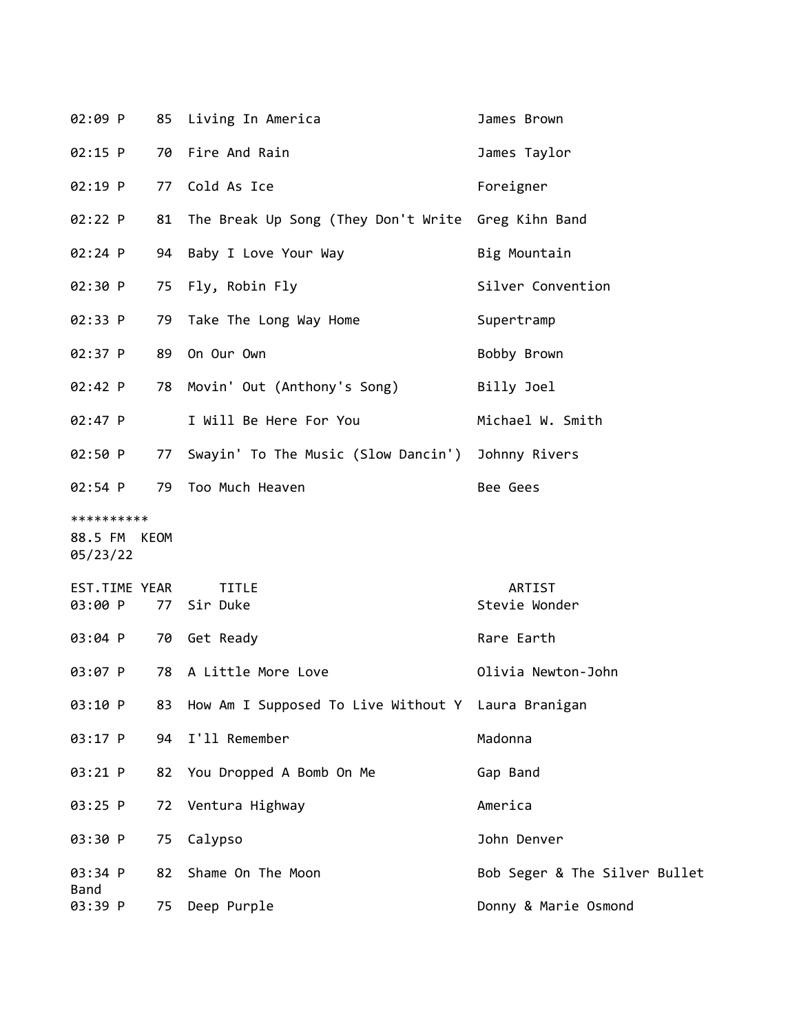| EST.TIME | YEAR | TITLE | ARTIST |
|---|---|---|---|
| 02:09 P | 85 | Living In America | James Brown |
| 02:15 P | 70 | Fire And Rain | James Taylor |
| 02:19 P | 77 | Cold As Ice | Foreigner |
| 02:22 P | 81 | The Break Up Song (They Don't Write | Greg Kihn Band |
| 02:24 P | 94 | Baby I Love Your Way | Big Mountain |
| 02:30 P | 75 | Fly, Robin Fly | Silver Convention |
| 02:33 P | 79 | Take The Long Way Home | Supertramp |
| 02:37 P | 89 | On Our Own | Bobby Brown |
| 02:42 P | 78 | Movin' Out (Anthony's Song) | Billy Joel |
| 02:47 P | | I Will Be Here For You | Michael W. Smith |
| 02:50 P | 77 | Swayin' To The Music (Slow Dancin') | Johnny Rivers |
| 02:54 P | 79 | Too Much Heaven | Bee Gees |

**********
88.5 FM KEOM
05/23/22

| EST.TIME | YEAR | TITLE | ARTIST |
|---|---|---|---|
| 03:00 P | 77 | Sir Duke | Stevie Wonder |
| 03:04 P | 70 | Get Ready | Rare Earth |
| 03:07 P | 78 | A Little More Love | Olivia Newton-John |
| 03:10 P | 83 | How Am I Supposed To Live Without Y | Laura Branigan |
| 03:17 P | 94 | I'll Remember | Madonna |
| 03:21 P | 82 | You Dropped A Bomb On Me | Gap Band |
| 03:25 P | 72 | Ventura Highway | America |
| 03:30 P | 75 | Calypso | John Denver |
| 03:34 P | 82 | Shame On The Moon | Bob Seger & The Silver Bullet Band |
| 03:39 P | 75 | Deep Purple | Donny & Marie Osmond |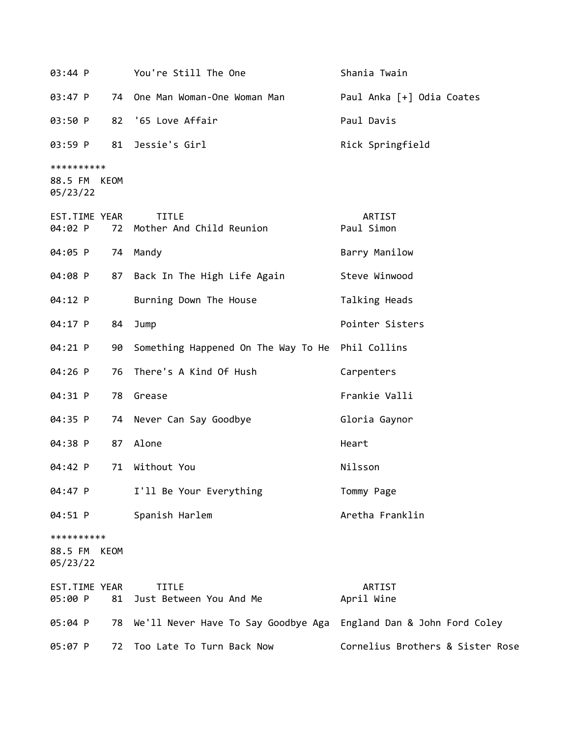| EST.TIME | YEAR | TITLE | ARTIST |
|---|---|---|---|
| 03:44 P | | You're Still The One | Shania Twain |
| 03:47 P | 74 | One Man Woman-One Woman Man | Paul Anka [+] Odia Coates |
| 03:50 P | 82 | '65 Love Affair | Paul Davis |
| 03:59 P | 81 | Jessie's Girl | Rick Springfield |

**********
88.5 FM KEOM
05/23/22

| EST.TIME | YEAR | TITLE | ARTIST |
|---|---|---|---|
| 04:02 P | 72 | Mother And Child Reunion | Paul Simon |
| 04:05 P | 74 | Mandy | Barry Manilow |
| 04:08 P | 87 | Back In The High Life Again | Steve Winwood |
| 04:12 P | | Burning Down The House | Talking Heads |
| 04:17 P | 84 | Jump | Pointer Sisters |
| 04:21 P | 90 | Something Happened On The Way To He | Phil Collins |
| 04:26 P | 76 | There's A Kind Of Hush | Carpenters |
| 04:31 P | 78 | Grease | Frankie Valli |
| 04:35 P | 74 | Never Can Say Goodbye | Gloria Gaynor |
| 04:38 P | 87 | Alone | Heart |
| 04:42 P | 71 | Without You | Nilsson |
| 04:47 P | | I'll Be Your Everything | Tommy Page |
| 04:51 P | | Spanish Harlem | Aretha Franklin |

**********
88.5 FM KEOM
05/23/22

| EST.TIME | YEAR | TITLE | ARTIST |
|---|---|---|---|
| 05:00 P | 81 | Just Between You And Me | April Wine |
| 05:04 P | 78 | We'll Never Have To Say Goodbye Aga | England Dan & John Ford Coley |
| 05:07 P | 72 | Too Late To Turn Back Now | Cornelius Brothers & Sister Rose |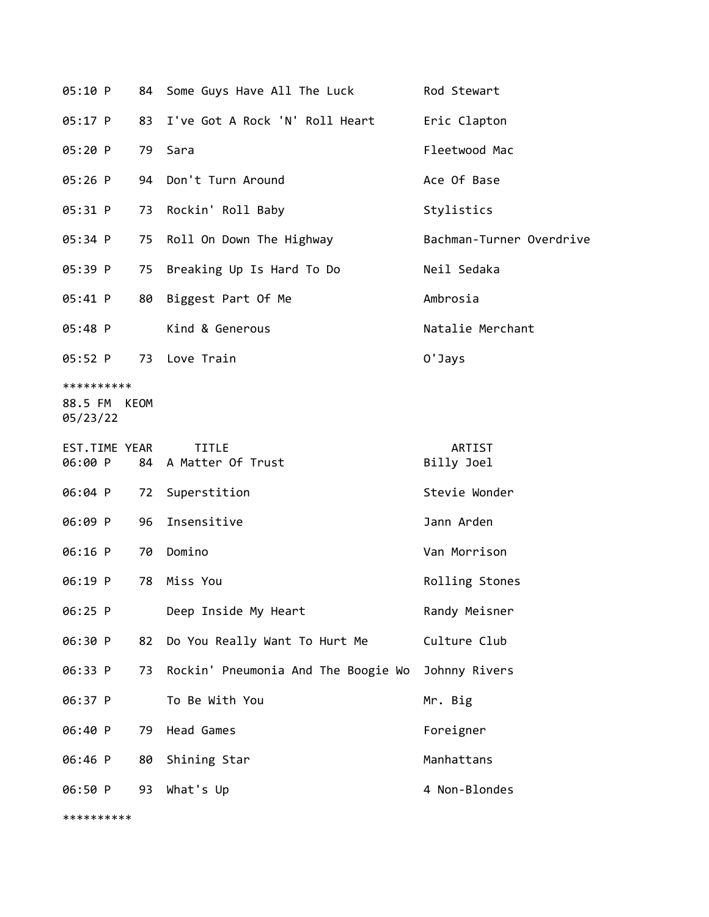| | | | |
|---|---|---|---|
| 05:10 P | 84 | Some Guys Have All The Luck | Rod Stewart |
| 05:17 P | 83 | I've Got A Rock 'N' Roll Heart | Eric Clapton |
| 05:20 P | 79 | Sara | Fleetwood Mac |
| 05:26 P | 94 | Don't Turn Around | Ace Of Base |
| 05:31 P | 73 | Rockin' Roll Baby | Stylistics |
| 05:34 P | 75 | Roll On Down The Highway | Bachman-Turner Overdrive |
| 05:39 P | 75 | Breaking Up Is Hard To Do | Neil Sedaka |
| 05:41 P | 80 | Biggest Part Of Me | Ambrosia |
| 05:48 P | | Kind & Generous | Natalie Merchant |
| 05:52 P | 73 | Love Train | O'Jays |

**********

88.5 FM KEOM
05/23/22

| EST.TIME | YEAR | TITLE | ARTIST |
|---|---|---|---|
| 06:00 P | 84 | A Matter Of Trust | Billy Joel |
| 06:04 P | 72 | Superstition | Stevie Wonder |
| 06:09 P | 96 | Insensitive | Jann Arden |
| 06:16 P | 70 | Domino | Van Morrison |
| 06:19 P | 78 | Miss You | Rolling Stones |
| 06:25 P | | Deep Inside My Heart | Randy Meisner |
| 06:30 P | 82 | Do You Really Want To Hurt Me | Culture Club |
| 06:33 P | 73 | Rockin' Pneumonia And The Boogie Wo | Johnny Rivers |
| 06:37 P | | To Be With You | Mr. Big |
| 06:40 P | 79 | Head Games | Foreigner |
| 06:46 P | 80 | Shining Star | Manhattans |
| 06:50 P | 93 | What's Up | 4 Non-Blondes |

**********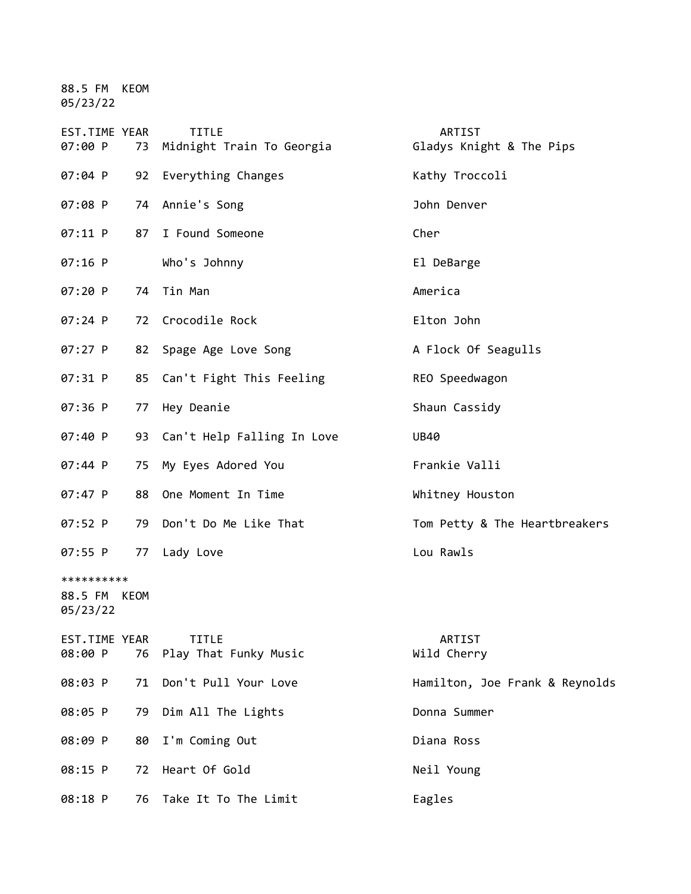88.5 FM KEOM
05/23/22

| EST.TIME | YEAR | TITLE | ARTIST |
|---|---|---|---|
| 07:00 P | 73 | Midnight Train To Georgia | Gladys Knight & The Pips |
| 07:04 P | 92 | Everything Changes | Kathy Troccoli |
| 07:08 P | 74 | Annie's Song | John Denver |
| 07:11 P | 87 | I Found Someone | Cher |
| 07:16 P | | Who's Johnny | El DeBarge |
| 07:20 P | 74 | Tin Man | America |
| 07:24 P | 72 | Crocodile Rock | Elton John |
| 07:27 P | 82 | Spage Age Love Song | A Flock Of Seagulls |
| 07:31 P | 85 | Can't Fight This Feeling | REO Speedwagon |
| 07:36 P | 77 | Hey Deanie | Shaun Cassidy |
| 07:40 P | 93 | Can't Help Falling In Love | UB40 |
| 07:44 P | 75 | My Eyes Adored You | Frankie Valli |
| 07:47 P | 88 | One Moment In Time | Whitney Houston |
| 07:52 P | 79 | Don't Do Me Like That | Tom Petty & The Heartbreakers |
| 07:55 P | 77 | Lady Love | Lou Rawls |

**********

88.5 FM KEOM
05/23/22

| EST.TIME | YEAR | TITLE | ARTIST |
|---|---|---|---|
| 08:00 P | 76 | Play That Funky Music | Wild Cherry |
| 08:03 P | 71 | Don't Pull Your Love | Hamilton, Joe Frank & Reynolds |
| 08:05 P | 79 | Dim All The Lights | Donna Summer |
| 08:09 P | 80 | I'm Coming Out | Diana Ross |
| 08:15 P | 72 | Heart Of Gold | Neil Young |
| 08:18 P | 76 | Take It To The Limit | Eagles |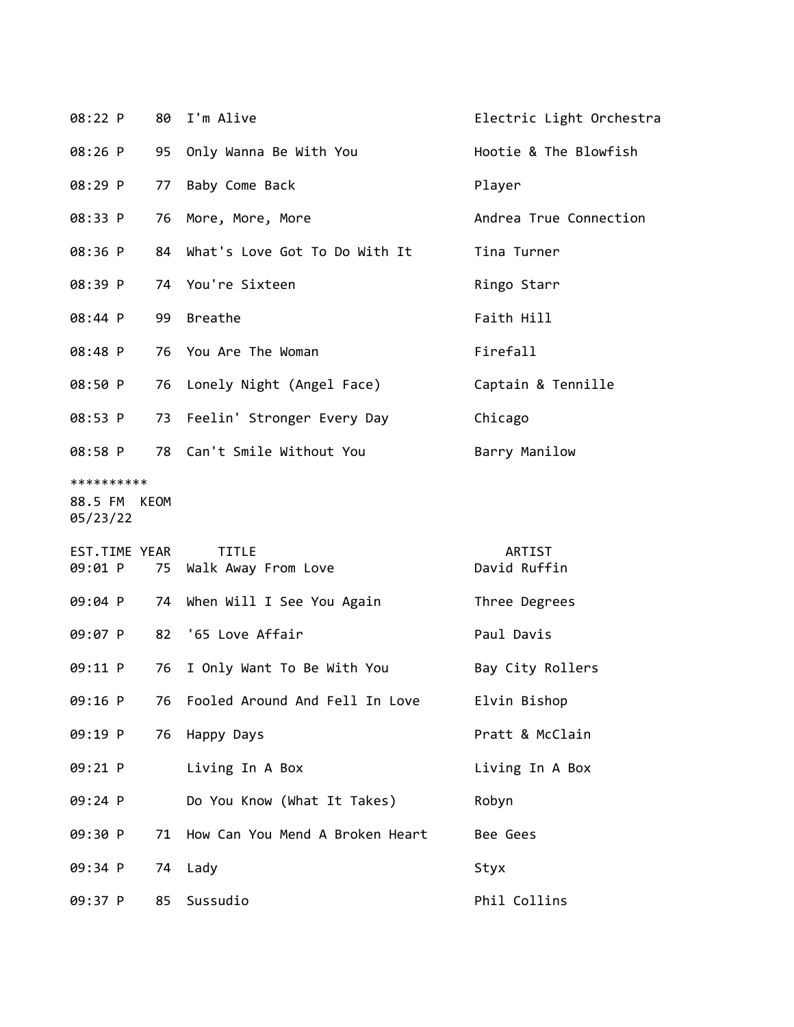| EST.TIME | YEAR | TITLE | ARTIST |
|---|---|---|---|
| 08:22 P | 80 | I'm Alive | Electric Light Orchestra |
| 08:26 P | 95 | Only Wanna Be With You | Hootie & The Blowfish |
| 08:29 P | 77 | Baby Come Back | Player |
| 08:33 P | 76 | More, More, More | Andrea True Connection |
| 08:36 P | 84 | What's Love Got To Do With It | Tina Turner |
| 08:39 P | 74 | You're Sixteen | Ringo Starr |
| 08:44 P | 99 | Breathe | Faith Hill |
| 08:48 P | 76 | You Are The Woman | Firefall |
| 08:50 P | 76 | Lonely Night (Angel Face) | Captain & Tennille |
| 08:53 P | 73 | Feelin' Stronger Every Day | Chicago |
| 08:58 P | 78 | Can't Smile Without You | Barry Manilow |

**********
88.5 FM KEOM
05/23/22

| EST.TIME | YEAR | TITLE | ARTIST |
|---|---|---|---|
| 09:01 P | 75 | Walk Away From Love | David Ruffin |
| 09:04 P | 74 | When Will I See You Again | Three Degrees |
| 09:07 P | 82 | '65 Love Affair | Paul Davis |
| 09:11 P | 76 | I Only Want To Be With You | Bay City Rollers |
| 09:16 P | 76 | Fooled Around And Fell In Love | Elvin Bishop |
| 09:19 P | 76 | Happy Days | Pratt & McClain |
| 09:21 P | | Living In A Box | Living In A Box |
| 09:24 P | | Do You Know (What It Takes) | Robyn |
| 09:30 P | 71 | How Can You Mend A Broken Heart | Bee Gees |
| 09:34 P | 74 | Lady | Styx |
| 09:37 P | 85 | Sussudio | Phil Collins |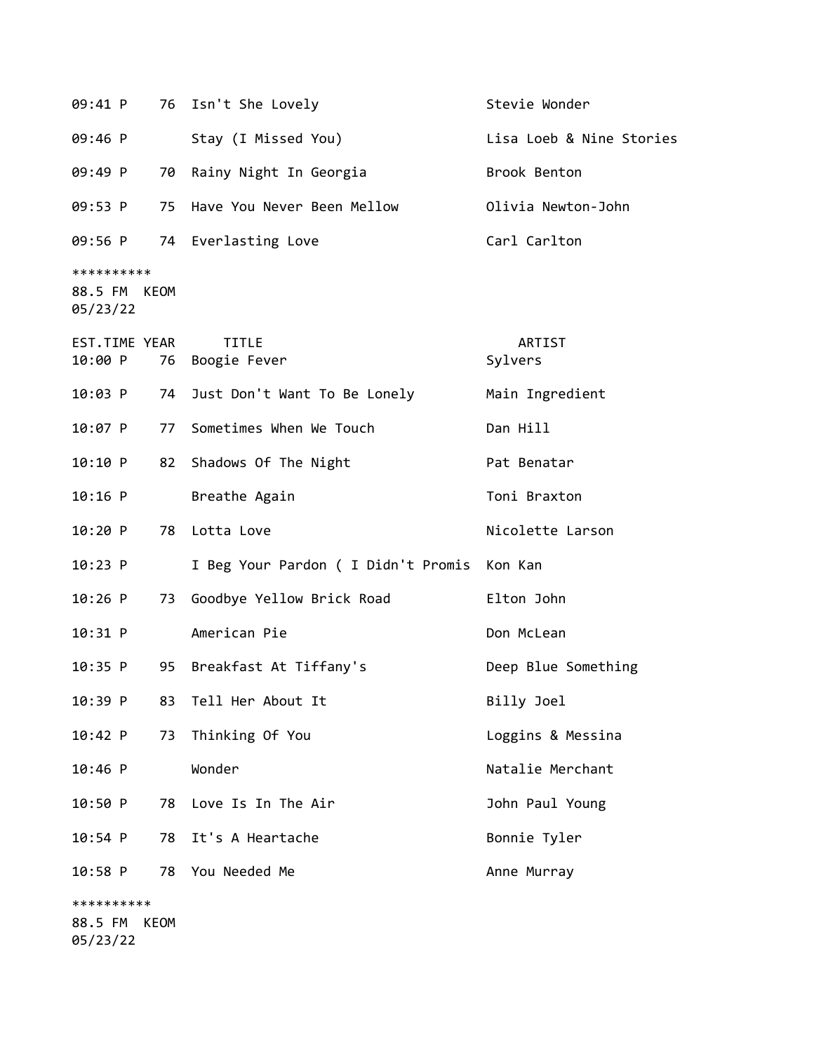| EST.TIME | YEAR | TITLE | ARTIST |
|---|---|---|---|
| 09:41 P | 76 | Isn't She Lovely | Stevie Wonder |
| 09:46 P | | Stay (I Missed You) | Lisa Loeb & Nine Stories |
| 09:49 P | 70 | Rainy Night In Georgia | Brook Benton |
| 09:53 P | 75 | Have You Never Been Mellow | Olivia Newton-John |
| 09:56 P | 74 | Everlasting Love | Carl Carlton |

**********
88.5 FM KEOM
05/23/22

| EST.TIME | YEAR | TITLE | ARTIST |
|---|---|---|---|
| 10:00 P | 76 | Boogie Fever | Sylvers |
| 10:03 P | 74 | Just Don't Want To Be Lonely | Main Ingredient |
| 10:07 P | 77 | Sometimes When We Touch | Dan Hill |
| 10:10 P | 82 | Shadows Of The Night | Pat Benatar |
| 10:16 P | | Breathe Again | Toni Braxton |
| 10:20 P | 78 | Lotta Love | Nicolette Larson |
| 10:23 P | | I Beg Your Pardon ( I Didn't Promis | Kon Kan |
| 10:26 P | 73 | Goodbye Yellow Brick Road | Elton John |
| 10:31 P | | American Pie | Don McLean |
| 10:35 P | 95 | Breakfast At Tiffany's | Deep Blue Something |
| 10:39 P | 83 | Tell Her About It | Billy Joel |
| 10:42 P | 73 | Thinking Of You | Loggins & Messina |
| 10:46 P | | Wonder | Natalie Merchant |
| 10:50 P | 78 | Love Is In The Air | John Paul Young |
| 10:54 P | 78 | It's A Heartache | Bonnie Tyler |
| 10:58 P | 78 | You Needed Me | Anne Murray |

**********
88.5 FM KEOM
05/23/22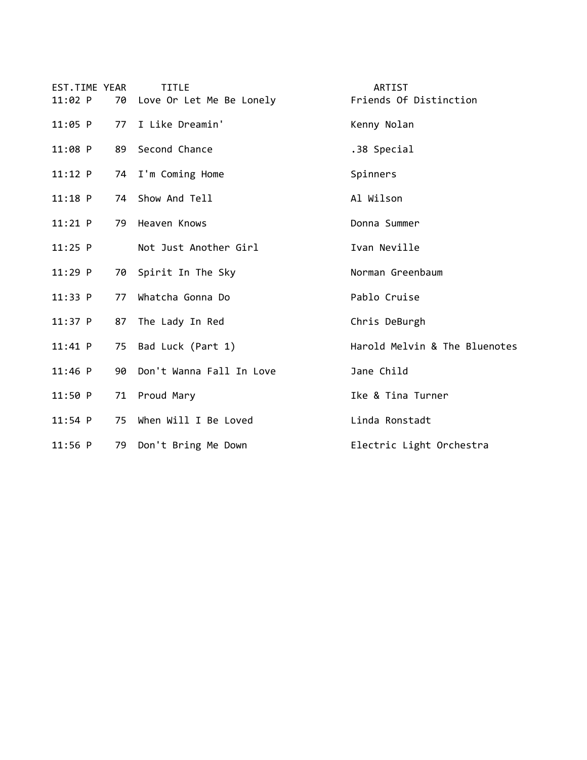| EST.TIME | YEAR | TITLE | ARTIST |
|---|---|---|---|
| 11:02 P | 70 | Love Or Let Me Be Lonely | Friends Of Distinction |
| 11:05 P | 77 | I Like Dreamin' | Kenny Nolan |
| 11:08 P | 89 | Second Chance | .38 Special |
| 11:12 P | 74 | I'm Coming Home | Spinners |
| 11:18 P | 74 | Show And Tell | Al Wilson |
| 11:21 P | 79 | Heaven Knows | Donna Summer |
| 11:25 P | | Not Just Another Girl | Ivan Neville |
| 11:29 P | 70 | Spirit In The Sky | Norman Greenbaum |
| 11:33 P | 77 | Whatcha Gonna Do | Pablo Cruise |
| 11:37 P | 87 | The Lady In Red | Chris DeBurgh |
| 11:41 P | 75 | Bad Luck (Part 1) | Harold Melvin & The Bluenotes |
| 11:46 P | 90 | Don't Wanna Fall In Love | Jane Child |
| 11:50 P | 71 | Proud Mary | Ike & Tina Turner |
| 11:54 P | 75 | When Will I Be Loved | Linda Ronstadt |
| 11:56 P | 79 | Don't Bring Me Down | Electric Light Orchestra |